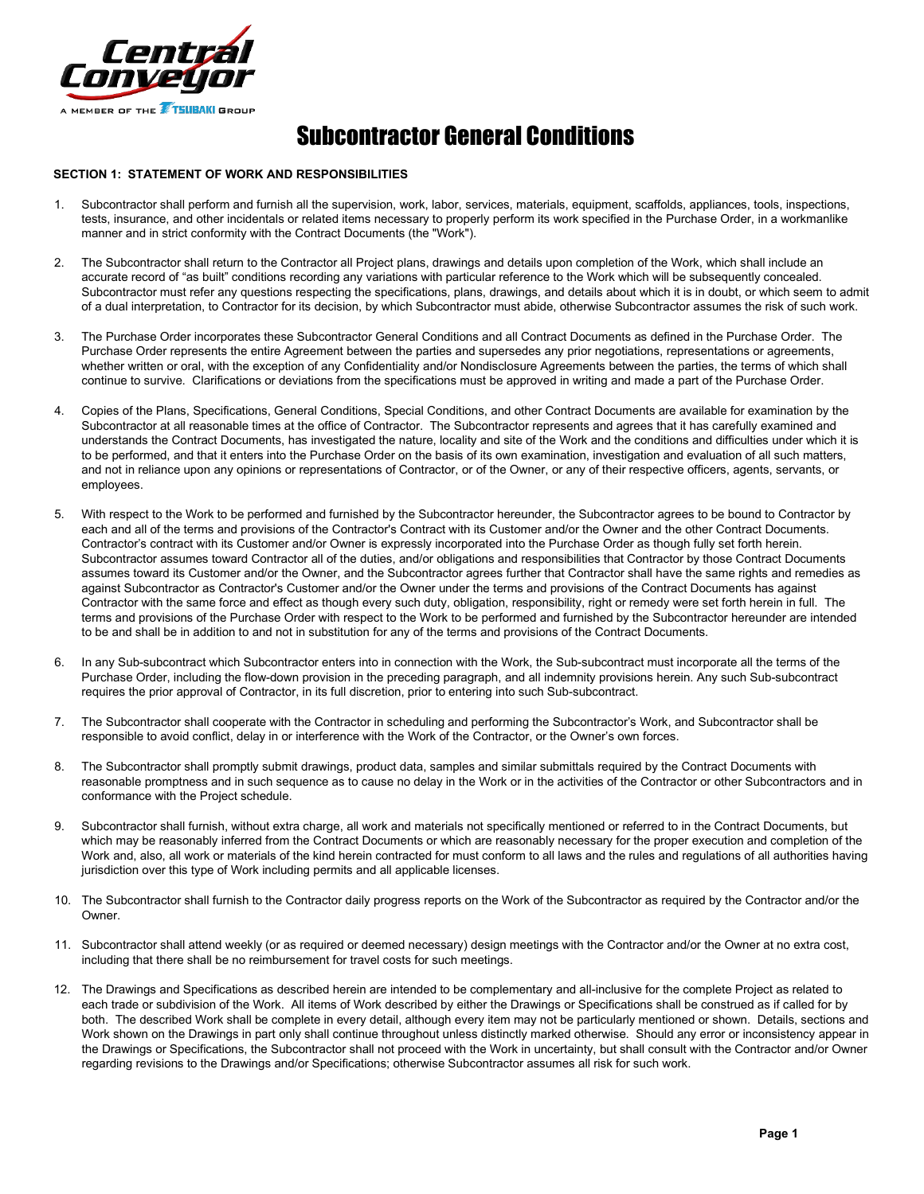# Subcontractor General Conditions

**SECTION 1: STATEMENT OF WORK AND RESPONSIBILITIES**

1. Subcontractor shall perform and furnish all the supervision, work, labor, services, materials, equipment, scaffolds, appliances, tools, inspections, tests, insurance, and other incidentals or related items necessary to properly perform its work specified in the Purchase Order, in a workmanlike manner and in strict conformity with the Contract Documents (the "Work").

2. The Subcontractor shall return to the Contractor all Project plans, drawings and details upon completion of the Work, which shall include an accurate record of "as built" conditions recording any variations with particular reference to the Work which will be subsequently concealed. Subcontractor must refer any questions respecting the specifications, plans, drawings, and details about which it is in doubt, or which seem to admit of a dual interpretation, to Contractor for its decision, by which Subcontractor must abide, otherwise Subcontractor assumes the risk of such work.

3. The Purchase Order incorporates these Subcontractor General Conditions and all Contract Documents as defined in the Purchase Order. The Purchase Order represents the entire Agreement between the parties and supersedes any prior negotiations, representations or agreements, whether written or oral, with the exception of any Confidentiality and/or Nondisclosure Agreements between the parties, the terms of which shall continue to survive. Clarifications or deviations from the specifications must be approved in writing and made a part of the Purchase Order.

4. Copies of the Plans, Specifications, General Conditions, Special Conditions, and other Contract Documents are available for examination by the Subcontractor at all reasonable times at the office of Contractor. The Subcontractor represents and agrees that it has carefully examined and understands the Contract Documents, has investigated the nature, locality and site of the Work and the conditions and difficulties under which it is to be performed, and that it enters into the Purchase Order on the basis of its own examination, investigation and evaluation of all such matters, and not in reliance upon any opinions or representations of Contractor, or of the Owner, or any of their respective officers, agents, servants, or employees.

5. With respect to the Work to be performed and furnished by the Subcontractor hereunder, the Subcontractor agrees to be bound to Contractor by each and all of the terms and provisions of the Contractor's Contract with its Customer and/or the Owner and the other Contract Documents. Contractor's contract with its Customer and/or Owner is expressly incorporated into the Purchase Order as though fully set forth herein. Subcontractor assumes toward Contractor all of the duties, and/or obligations and responsibilities that Contractor by those Contract Documents assumes toward its Customer and/or the Owner, and the Subcontractor agrees further that Contractor shall have the same rights and remedies as against Subcontractor as Contractor's Customer and/or the Owner under the terms and provisions of the Contract Documents has against Contractor with the same force and effect as though every such duty, obligation, responsibility, right or remedy were set forth herein in full. The terms and provisions of the Purchase Order with respect to the Work to be performed and furnished by the Subcontractor hereunder are intended to be and shall be in addition to and not in substitution for any of the terms and provisions of the Contract Documents.

6. In any Sub-subcontract which Subcontractor enters into in connection with the Work, the Sub-subcontract must incorporate all the terms of the Purchase Order, including the flow-down provision in the preceding paragraph, and all indemnity provisions herein. Any such Sub-subcontract requires the prior approval of Contractor, in its full discretion, prior to entering into such Sub-subcontract.

7. The Subcontractor shall cooperate with the Contractor in scheduling and performing the Subcontractor's Work, and Subcontractor shall be responsible to avoid conflict, delay in or interference with the Work of the Contractor, or the Owner's own forces.

8. The Subcontractor shall promptly submit drawings, product data, samples and similar submittals required by the Contract Documents with reasonable promptness and in such sequence as to cause no delay in the Work or in the activities of the Contractor or other Subcontractors and in conformance with the Project schedule.

9. Subcontractor shall furnish, without extra charge, all work and materials not specifically mentioned or referred to in the Contract Documents, but which may be reasonably inferred from the Contract Documents or which are reasonably necessary for the proper execution and completion of the Work and, also, all work or materials of the kind herein contracted for must conform to all laws and the rules and regulations of all authorities having jurisdiction over this type of Work including permits and all applicable licenses.

10. The Subcontractor shall furnish to the Contractor daily progress reports on the Work of the Subcontractor as required by the Contractor and/or the Owner.

11. Subcontractor shall attend weekly (or as required or deemed necessary) design meetings with the Contractor and/or the Owner at no extra cost, including that there shall be no reimbursement for travel costs for such meetings.

12. The Drawings and Specifications as described herein are intended to be complementary and all-inclusive for the complete Project as related to each trade or subdivision of the Work. All items of Work described by either the Drawings or Specifications shall be construed as if called for by both. The described Work shall be complete in every detail, although every item may not be particularly mentioned or shown. Details, sections and Work shown on the Drawings in part only shall continue throughout unless distinctly marked otherwise. Should any error or inconsistency appear in the Drawings or Specifications, the Subcontractor shall not proceed with the Work in uncertainty, but shall consult with the Contractor and/or Owner regarding revisions to the Drawings and/or Specifications; otherwise Subcontractor assumes all risk for such work.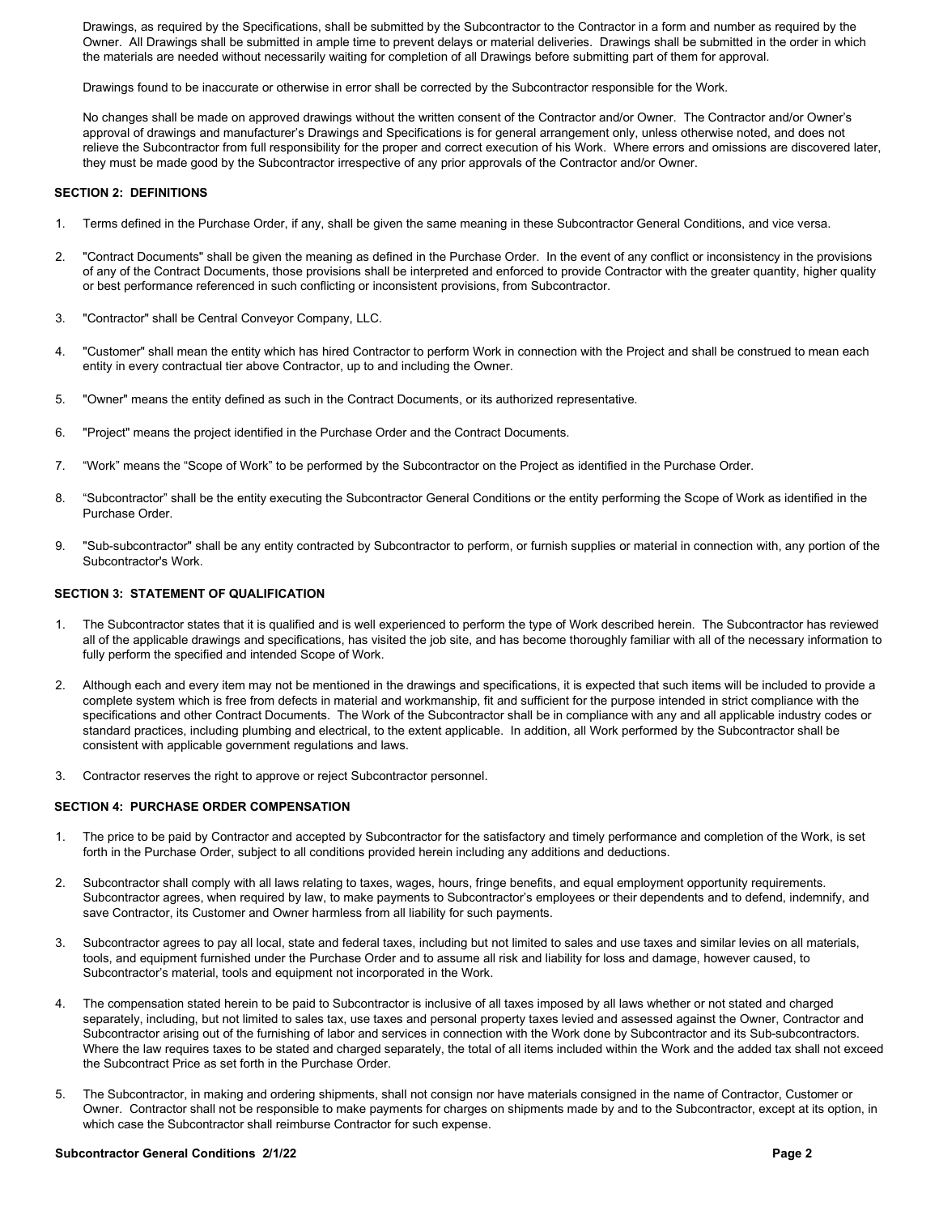Drawings, as required by the Specifications, shall be submitted by the Subcontractor to the Contractor in a form and number as required by the Owner. All Drawings shall be submitted in ample time to prevent delays or material deliveries. Drawings shall be submitted in the order in which the materials are needed without necessarily waiting for completion of all Drawings before submitting part of them for approval.

Drawings found to be inaccurate or otherwise in error shall be corrected by the Subcontractor responsible for the Work.

No changes shall be made on approved drawings without the written consent of the Contractor and/or Owner. The Contractor and/or Owner's approval of drawings and manufacturer's Drawings and Specifications is for general arrangement only, unless otherwise noted, and does not relieve the Subcontractor from full responsibility for the proper and correct execution of his Work. Where errors and omissions are discovered later, they must be made good by the Subcontractor irrespective of any prior approvals of the Contractor and/or Owner.

**SECTION 2: DEFINITIONS**

1. Terms defined in the Purchase Order, if any, shall be given the same meaning in these Subcontractor General Conditions, and vice versa.
2. "Contract Documents" shall be given the meaning as defined in the Purchase Order. In the event of any conflict or inconsistency in the provisions of any of the Contract Documents, those provisions shall be interpreted and enforced to provide Contractor with the greater quantity, higher quality or best performance referenced in such conflicting or inconsistent provisions, from Subcontractor.
3. "Contractor" shall be Central Conveyor Company, LLC.
4. "Customer" shall mean the entity which has hired Contractor to perform Work in connection with the Project and shall be construed to mean each entity in every contractual tier above Contractor, up to and including the Owner.
5. "Owner" means the entity defined as such in the Contract Documents, or its authorized representative.
6. "Project" means the project identified in the Purchase Order and the Contract Documents.
7. "Work" means the "Scope of Work" to be performed by the Subcontractor on the Project as identified in the Purchase Order.
8. "Subcontractor" shall be the entity executing the Subcontractor General Conditions or the entity performing the Scope of Work as identified in the Purchase Order.
9. "Sub-subcontractor" shall be any entity contracted by Subcontractor to perform, or furnish supplies or material in connection with, any portion of the Subcontractor's Work.

**SECTION 3: STATEMENT OF QUALIFICATION**

1. The Subcontractor states that it is qualified and is well experienced to perform the type of Work described herein. The Subcontractor has reviewed all of the applicable drawings and specifications, has visited the job site, and has become thoroughly familiar with all of the necessary information to fully perform the specified and intended Scope of Work.
2. Although each and every item may not be mentioned in the drawings and specifications, it is expected that such items will be included to provide a complete system which is free from defects in material and workmanship, fit and sufficient for the purpose intended in strict compliance with the specifications and other Contract Documents. The Work of the Subcontractor shall be in compliance with any and all applicable industry codes or standard practices, including plumbing and electrical, to the extent applicable. In addition, all Work performed by the Subcontractor shall be consistent with applicable government regulations and laws.
3. Contractor reserves the right to approve or reject Subcontractor personnel.

**SECTION 4: PURCHASE ORDER COMPENSATION**

1. The price to be paid by Contractor and accepted by Subcontractor for the satisfactory and timely performance and completion of the Work, is set forth in the Purchase Order, subject to all conditions provided herein including any additions and deductions.
2. Subcontractor shall comply with all laws relating to taxes, wages, hours, fringe benefits, and equal employment opportunity requirements. Subcontractor agrees, when required by law, to make payments to Subcontractor's employees or their dependents and to defend, indemnify, and save Contractor, its Customer and Owner harmless from all liability for such payments.
3. Subcontractor agrees to pay all local, state and federal taxes, including but not limited to sales and use taxes and similar levies on all materials, tools, and equipment furnished under the Purchase Order and to assume all risk and liability for loss and damage, however caused, to Subcontractor's material, tools and equipment not incorporated in the Work.
4. The compensation stated herein to be paid to Subcontractor is inclusive of all taxes imposed by all laws whether or not stated and charged separately, including, but not limited to sales tax, use taxes and personal property taxes levied and assessed against the Owner, Contractor and Subcontractor arising out of the furnishing of labor and services in connection with the Work done by Subcontractor and its Sub-subcontractors. Where the law requires taxes to be stated and charged separately, the total of all items included within the Work and the added tax shall not exceed the Subcontract Price as set forth in the Purchase Order.
5. The Subcontractor, in making and ordering shipments, shall not consign nor have materials consigned in the name of Contractor, Customer or Owner. Contractor shall not be responsible to make payments for charges on shipments made by and to the Subcontractor, except at its option, in which case the Subcontractor shall reimburse Contractor for such expense.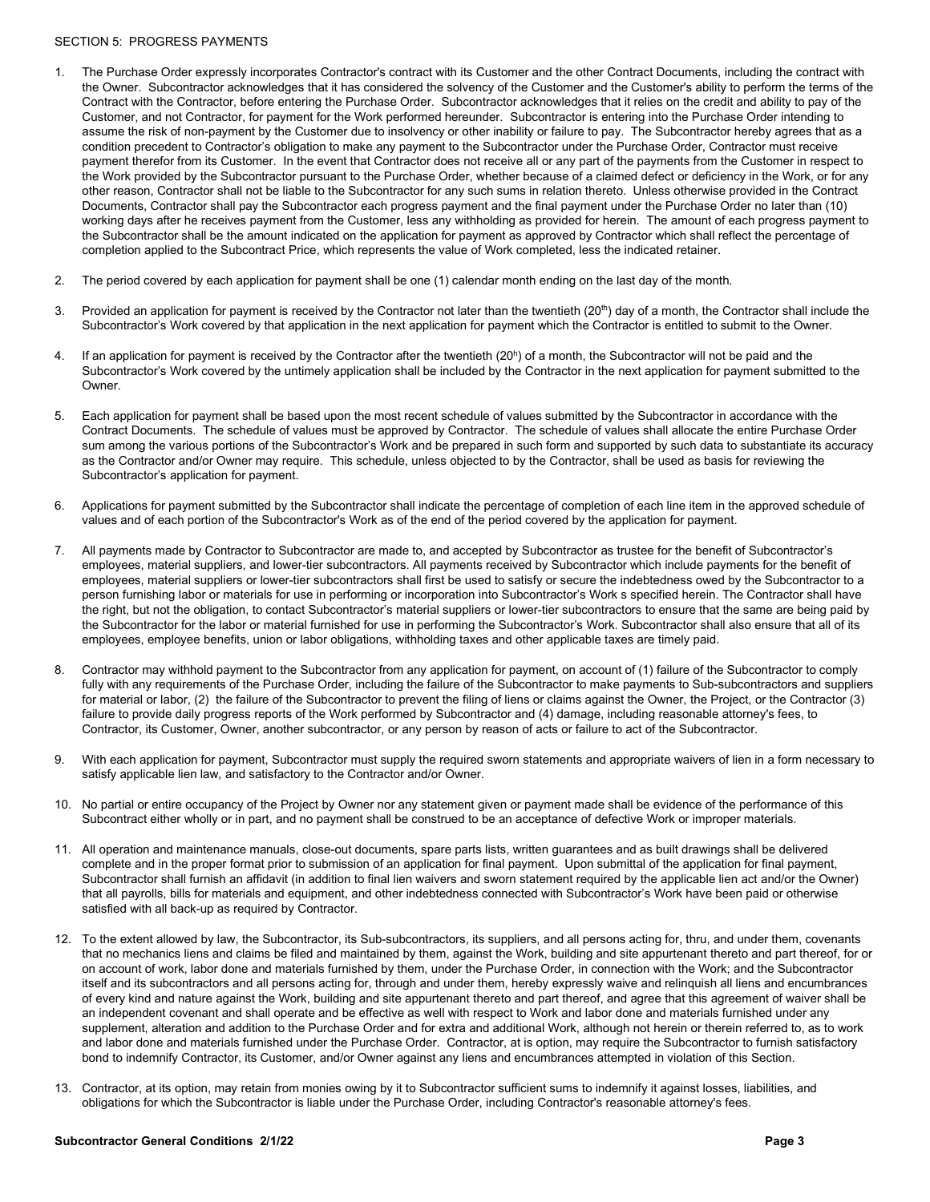SECTION 5: PROGRESS PAYMENTS

1. The Purchase Order expressly incorporates Contractor's contract with its Customer and the other Contract Documents, including the contract with the Owner. Subcontractor acknowledges that it has considered the solvency of the Customer and the Customer's ability to perform the terms of the Contract with the Contractor, before entering the Purchase Order. Subcontractor acknowledges that it relies on the credit and ability to pay of the Customer, and not Contractor, for payment for the Work performed hereunder. Subcontractor is entering into the Purchase Order intending to assume the risk of non-payment by the Customer due to insolvency or other inability or failure to pay. The Subcontractor hereby agrees that as a condition precedent to Contractor's obligation to make any payment to the Subcontractor under the Purchase Order, Contractor must receive payment therefor from its Customer. In the event that Contractor does not receive all or any part of the payments from the Customer in respect to the Work provided by the Subcontractor pursuant to the Purchase Order, whether because of a claimed defect or deficiency in the Work, or for any other reason, Contractor shall not be liable to the Subcontractor for any such sums in relation thereto. Unless otherwise provided in the Contract Documents, Contractor shall pay the Subcontractor each progress payment and the final payment under the Purchase Order no later than (10) working days after he receives payment from the Customer, less any withholding as provided for herein. The amount of each progress payment to the Subcontractor shall be the amount indicated on the application for payment as approved by Contractor which shall reflect the percentage of completion applied to the Subcontract Price, which represents the value of Work completed, less the indicated retainer.

2. The period covered by each application for payment shall be one (1) calendar month ending on the last day of the month.

3. Provided an application for payment is received by the Contractor not later than the twentieth (20th) day of a month, the Contractor shall include the Subcontractor's Work covered by that application in the next application for payment which the Contractor is entitled to submit to the Owner.

4. If an application for payment is received by the Contractor after the twentieth (20h) of a month, the Subcontractor will not be paid and the Subcontractor's Work covered by the untimely application shall be included by the Contractor in the next application for payment submitted to the Owner.

5. Each application for payment shall be based upon the most recent schedule of values submitted by the Subcontractor in accordance with the Contract Documents. The schedule of values must be approved by Contractor. The schedule of values shall allocate the entire Purchase Order sum among the various portions of the Subcontractor's Work and be prepared in such form and supported by such data to substantiate its accuracy as the Contractor and/or Owner may require. This schedule, unless objected to by the Contractor, shall be used as basis for reviewing the Subcontractor's application for payment.

6. Applications for payment submitted by the Subcontractor shall indicate the percentage of completion of each line item in the approved schedule of values and of each portion of the Subcontractor's Work as of the end of the period covered by the application for payment.

7. All payments made by Contractor to Subcontractor are made to, and accepted by Subcontractor as trustee for the benefit of Subcontractor's employees, material suppliers, and lower-tier subcontractors. All payments received by Subcontractor which include payments for the benefit of employees, material suppliers or lower-tier subcontractors shall first be used to satisfy or secure the indebtedness owed by the Subcontractor to a person furnishing labor or materials for use in performing or incorporation into Subcontractor's Work s specified herein. The Contractor shall have the right, but not the obligation, to contact Subcontractor's material suppliers or lower-tier subcontractors to ensure that the same are being paid by the Subcontractor for the labor or material furnished for use in performing the Subcontractor's Work. Subcontractor shall also ensure that all of its employees, employee benefits, union or labor obligations, withholding taxes and other applicable taxes are timely paid.

8. Contractor may withhold payment to the Subcontractor from any application for payment, on account of (1) failure of the Subcontractor to comply fully with any requirements of the Purchase Order, including the failure of the Subcontractor to make payments to Sub-subcontractors and suppliers for material or labor, (2) the failure of the Subcontractor to prevent the filing of liens or claims against the Owner, the Project, or the Contractor (3) failure to provide daily progress reports of the Work performed by Subcontractor and (4) damage, including reasonable attorney's fees, to Contractor, its Customer, Owner, another subcontractor, or any person by reason of acts or failure to act of the Subcontractor.

9. With each application for payment, Subcontractor must supply the required sworn statements and appropriate waivers of lien in a form necessary to satisfy applicable lien law, and satisfactory to the Contractor and/or Owner.

10. No partial or entire occupancy of the Project by Owner nor any statement given or payment made shall be evidence of the performance of this Subcontract either wholly or in part, and no payment shall be construed to be an acceptance of defective Work or improper materials.

11. All operation and maintenance manuals, close-out documents, spare parts lists, written guarantees and as built drawings shall be delivered complete and in the proper format prior to submission of an application for final payment. Upon submittal of the application for final payment, Subcontractor shall furnish an affidavit (in addition to final lien waivers and sworn statement required by the applicable lien act and/or the Owner) that all payrolls, bills for materials and equipment, and other indebtedness connected with Subcontractor's Work have been paid or otherwise satisfied with all back-up as required by Contractor.

12. To the extent allowed by law, the Subcontractor, its Sub-subcontractors, its suppliers, and all persons acting for, thru, and under them, covenants that no mechanics liens and claims be filed and maintained by them, against the Work, building and site appurtenant thereto and part thereof, for or on account of work, labor done and materials furnished by them, under the Purchase Order, in connection with the Work; and the Subcontractor itself and its subcontractors and all persons acting for, through and under them, hereby expressly waive and relinquish all liens and encumbrances of every kind and nature against the Work, building and site appurtenant thereto and part thereof, and agree that this agreement of waiver shall be an independent covenant and shall operate and be effective as well with respect to Work and labor done and materials furnished under any supplement, alteration and addition to the Purchase Order and for extra and additional Work, although not herein or therein referred to, as to work and labor done and materials furnished under the Purchase Order. Contractor, at is option, may require the Subcontractor to furnish satisfactory bond to indemnify Contractor, its Customer, and/or Owner against any liens and encumbrances attempted in violation of this Section.

13. Contractor, at its option, may retain from monies owing by it to Subcontractor sufficient sums to indemnify it against losses, liabilities, and obligations for which the Subcontractor is liable under the Purchase Order, including Contractor's reasonable attorney's fees.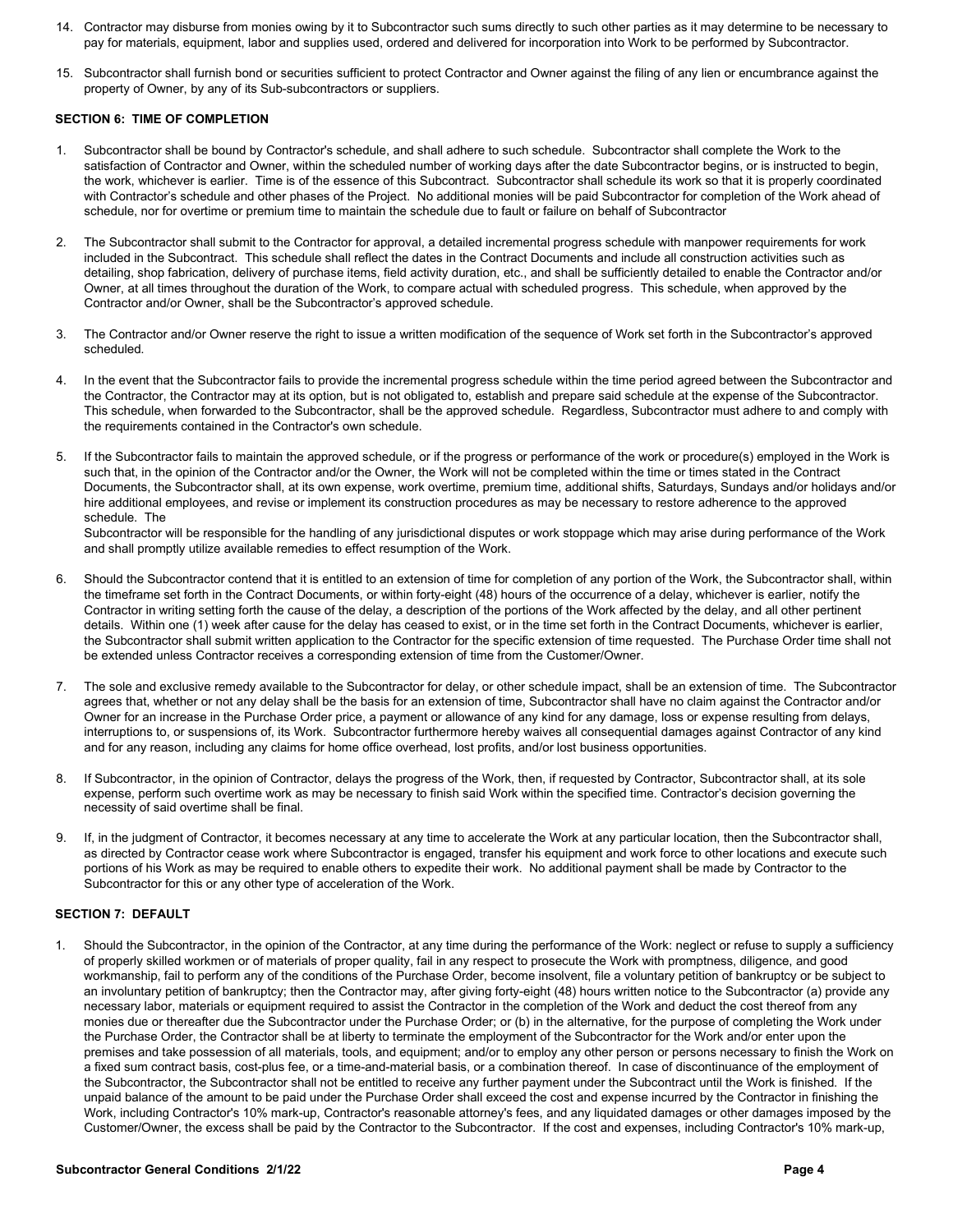14. Contractor may disburse from monies owing by it to Subcontractor such sums directly to such other parties as it may determine to be necessary to pay for materials, equipment, labor and supplies used, ordered and delivered for incorporation into Work to be performed by Subcontractor.

15. Subcontractor shall furnish bond or securities sufficient to protect Contractor and Owner against the filing of any lien or encumbrance against the property of Owner, by any of its Sub-subcontractors or suppliers.

**SECTION 6: TIME OF COMPLETION**

1. Subcontractor shall be bound by Contractor's schedule, and shall adhere to such schedule. Subcontractor shall complete the Work to the satisfaction of Contractor and Owner, within the scheduled number of working days after the date Subcontractor begins, or is instructed to begin, the work, whichever is earlier. Time is of the essence of this Subcontract. Subcontractor shall schedule its work so that it is properly coordinated with Contractor's schedule and other phases of the Project. No additional monies will be paid Subcontractor for completion of the Work ahead of schedule, nor for overtime or premium time to maintain the schedule due to fault or failure on behalf of Subcontractor

2. The Subcontractor shall submit to the Contractor for approval, a detailed incremental progress schedule with manpower requirements for work included in the Subcontract. This schedule shall reflect the dates in the Contract Documents and include all construction activities such as detailing, shop fabrication, delivery of purchase items, field activity duration, etc., and shall be sufficiently detailed to enable the Contractor and/or Owner, at all times throughout the duration of the Work, to compare actual with scheduled progress. This schedule, when approved by the Contractor and/or Owner, shall be the Subcontractor's approved schedule.

3. The Contractor and/or Owner reserve the right to issue a written modification of the sequence of Work set forth in the Subcontractor's approved scheduled.

4. In the event that the Subcontractor fails to provide the incremental progress schedule within the time period agreed between the Subcontractor and the Contractor, the Contractor may at its option, but is not obligated to, establish and prepare said schedule at the expense of the Subcontractor. This schedule, when forwarded to the Subcontractor, shall be the approved schedule. Regardless, Subcontractor must adhere to and comply with the requirements contained in the Contractor's own schedule.

5. If the Subcontractor fails to maintain the approved schedule, or if the progress or performance of the work or procedure(s) employed in the Work is such that, in the opinion of the Contractor and/or the Owner, the Work will not be completed within the time or times stated in the Contract Documents, the Subcontractor shall, at its own expense, work overtime, premium time, additional shifts, Saturdays, Sundays and/or holidays and/or hire additional employees, and revise or implement its construction procedures as may be necessary to restore adherence to the approved schedule. The

   Subcontractor will be responsible for the handling of any jurisdictional disputes or work stoppage which may arise during performance of the Work and shall promptly utilize available remedies to effect resumption of the Work.

6. Should the Subcontractor contend that it is entitled to an extension of time for completion of any portion of the Work, the Subcontractor shall, within the timeframe set forth in the Contract Documents, or within forty-eight (48) hours of the occurrence of a delay, whichever is earlier, notify the Contractor in writing setting forth the cause of the delay, a description of the portions of the Work affected by the delay, and all other pertinent details. Within one (1) week after cause for the delay has ceased to exist, or in the time set forth in the Contract Documents, whichever is earlier, the Subcontractor shall submit written application to the Contractor for the specific extension of time requested. The Purchase Order time shall not be extended unless Contractor receives a corresponding extension of time from the Customer/Owner.

7. The sole and exclusive remedy available to the Subcontractor for delay, or other schedule impact, shall be an extension of time. The Subcontractor agrees that, whether or not any delay shall be the basis for an extension of time, Subcontractor shall have no claim against the Contractor and/or Owner for an increase in the Purchase Order price, a payment or allowance of any kind for any damage, loss or expense resulting from delays, interruptions to, or suspensions of, its Work. Subcontractor furthermore hereby waives all consequential damages against Contractor of any kind and for any reason, including any claims for home office overhead, lost profits, and/or lost business opportunities.

8. If Subcontractor, in the opinion of Contractor, delays the progress of the Work, then, if requested by Contractor, Subcontractor shall, at its sole expense, perform such overtime work as may be necessary to finish said Work within the specified time. Contractor's decision governing the necessity of said overtime shall be final.

9. If, in the judgment of Contractor, it becomes necessary at any time to accelerate the Work at any particular location, then the Subcontractor shall, as directed by Contractor cease work where Subcontractor is engaged, transfer his equipment and work force to other locations and execute such portions of his Work as may be required to enable others to expedite their work. No additional payment shall be made by Contractor to the Subcontractor for this or any other type of acceleration of the Work.

**SECTION 7: DEFAULT**

1. Should the Subcontractor, in the opinion of the Contractor, at any time during the performance of the Work: neglect or refuse to supply a sufficiency of properly skilled workmen or of materials of proper quality, fail in any respect to prosecute the Work with promptness, diligence, and good workmanship, fail to perform any of the conditions of the Purchase Order, become insolvent, file a voluntary petition of bankruptcy or be subject to an involuntary petition of bankruptcy; then the Contractor may, after giving forty-eight (48) hours written notice to the Subcontractor (a) provide any necessary labor, materials or equipment required to assist the Contractor in the completion of the Work and deduct the cost thereof from any monies due or thereafter due the Subcontractor under the Purchase Order; or (b) in the alternative, for the purpose of completing the Work under the Purchase Order, the Contractor shall be at liberty to terminate the employment of the Subcontractor for the Work and/or enter upon the premises and take possession of all materials, tools, and equipment; and/or to employ any other person or persons necessary to finish the Work on a fixed sum contract basis, cost-plus fee, or a time-and-material basis, or a combination thereof. In case of discontinuance of the employment of the Subcontractor, the Subcontractor shall not be entitled to receive any further payment under the Subcontract until the Work is finished. If the unpaid balance of the amount to be paid under the Purchase Order shall exceed the cost and expense incurred by the Contractor in finishing the Work, including Contractor's 10% mark-up, Contractor's reasonable attorney's fees, and any liquidated damages or other damages imposed by the Customer/Owner, the excess shall be paid by the Contractor to the Subcontractor. If the cost and expenses, including Contractor's 10% mark-up,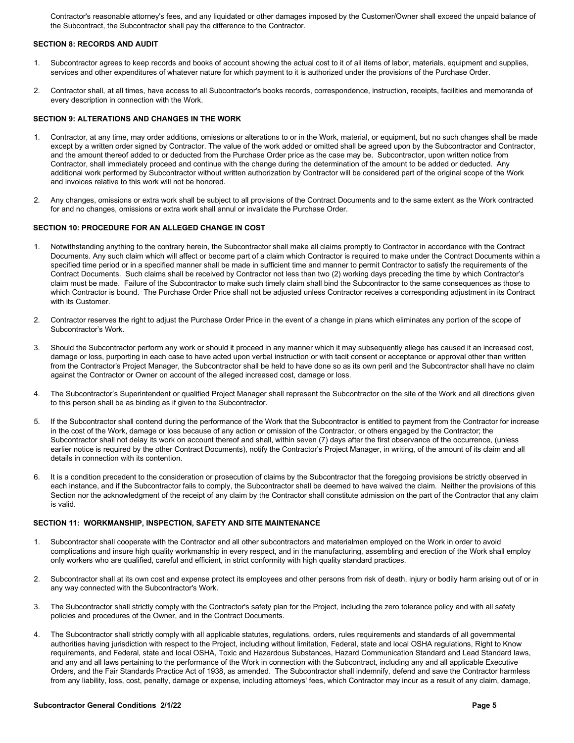Contractor's reasonable attorney's fees, and any liquidated or other damages imposed by the Customer/Owner shall exceed the unpaid balance of the Subcontract, the Subcontractor shall pay the difference to the Contractor.

**SECTION 8: RECORDS AND AUDIT**

1. Subcontractor agrees to keep records and books of account showing the actual cost to it of all items of labor, materials, equipment and supplies, services and other expenditures of whatever nature for which payment to it is authorized under the provisions of the Purchase Order.

2. Contractor shall, at all times, have access to all Subcontractor's books records, correspondence, instruction, receipts, facilities and memoranda of every description in connection with the Work.

**SECTION 9: ALTERATIONS AND CHANGES IN THE WORK**

1. Contractor, at any time, may order additions, omissions or alterations to or in the Work, material, or equipment, but no such changes shall be made except by a written order signed by Contractor. The value of the work added or omitted shall be agreed upon by the Subcontractor and Contractor, and the amount thereof added to or deducted from the Purchase Order price as the case may be. Subcontractor, upon written notice from Contractor, shall immediately proceed and continue with the change during the determination of the amount to be added or deducted. Any additional work performed by Subcontractor without written authorization by Contractor will be considered part of the original scope of the Work and invoices relative to this work will not be honored.

2. Any changes, omissions or extra work shall be subject to all provisions of the Contract Documents and to the same extent as the Work contracted for and no changes, omissions or extra work shall annul or invalidate the Purchase Order.

**SECTION 10: PROCEDURE FOR AN ALLEGED CHANGE IN COST**

1. Notwithstanding anything to the contrary herein, the Subcontractor shall make all claims promptly to Contractor in accordance with the Contract Documents. Any such claim which will affect or become part of a claim which Contractor is required to make under the Contract Documents within a specified time period or in a specified manner shall be made in sufficient time and manner to permit Contractor to satisfy the requirements of the Contract Documents. Such claims shall be received by Contractor not less than two (2) working days preceding the time by which Contractor's claim must be made. Failure of the Subcontractor to make such timely claim shall bind the Subcontractor to the same consequences as those to which Contractor is bound. The Purchase Order Price shall not be adjusted unless Contractor receives a corresponding adjustment in its Contract with its Customer.

2. Contractor reserves the right to adjust the Purchase Order Price in the event of a change in plans which eliminates any portion of the scope of Subcontractor's Work.

3. Should the Subcontractor perform any work or should it proceed in any manner which it may subsequently allege has caused it an increased cost, damage or loss, purporting in each case to have acted upon verbal instruction or with tacit consent or acceptance or approval other than written from the Contractor's Project Manager, the Subcontractor shall be held to have done so as its own peril and the Subcontractor shall have no claim against the Contractor or Owner on account of the alleged increased cost, damage or loss.

4. The Subcontractor's Superintendent or qualified Project Manager shall represent the Subcontractor on the site of the Work and all directions given to this person shall be as binding as if given to the Subcontractor.

5. If the Subcontractor shall contend during the performance of the Work that the Subcontractor is entitled to payment from the Contractor for increase in the cost of the Work, damage or loss because of any action or omission of the Contractor, or others engaged by the Contractor; the Subcontractor shall not delay its work on account thereof and shall, within seven (7) days after the first observance of the occurrence, (unless earlier notice is required by the other Contract Documents), notify the Contractor's Project Manager, in writing, of the amount of its claim and all details in connection with its contention.

6. It is a condition precedent to the consideration or prosecution of claims by the Subcontractor that the foregoing provisions be strictly observed in each instance, and if the Subcontractor fails to comply, the Subcontractor shall be deemed to have waived the claim. Neither the provisions of this Section nor the acknowledgment of the receipt of any claim by the Contractor shall constitute admission on the part of the Contractor that any claim is valid.

**SECTION 11: WORKMANSHIP, INSPECTION, SAFETY AND SITE MAINTENANCE**

1. Subcontractor shall cooperate with the Contractor and all other subcontractors and materialmen employed on the Work in order to avoid complications and insure high quality workmanship in every respect, and in the manufacturing, assembling and erection of the Work shall employ only workers who are qualified, careful and efficient, in strict conformity with high quality standard practices.

2. Subcontractor shall at its own cost and expense protect its employees and other persons from risk of death, injury or bodily harm arising out of or in any way connected with the Subcontractor's Work.

3. The Subcontractor shall strictly comply with the Contractor's safety plan for the Project, including the zero tolerance policy and with all safety policies and procedures of the Owner, and in the Contract Documents.

4. The Subcontractor shall strictly comply with all applicable statutes, regulations, orders, rules requirements and standards of all governmental authorities having jurisdiction with respect to the Project, including without limitation, Federal, state and local OSHA regulations, Right to Know requirements, and Federal, state and local OSHA, Toxic and Hazardous Substances, Hazard Communication Standard and Lead Standard laws, and any and all laws pertaining to the performance of the Work in connection with the Subcontract, including any and all applicable Executive Orders, and the Fair Standards Practice Act of 1938, as amended. The Subcontractor shall indemnify, defend and save the Contractor harmless from any liability, loss, cost, penalty, damage or expense, including attorneys' fees, which Contractor may incur as a result of any claim, damage,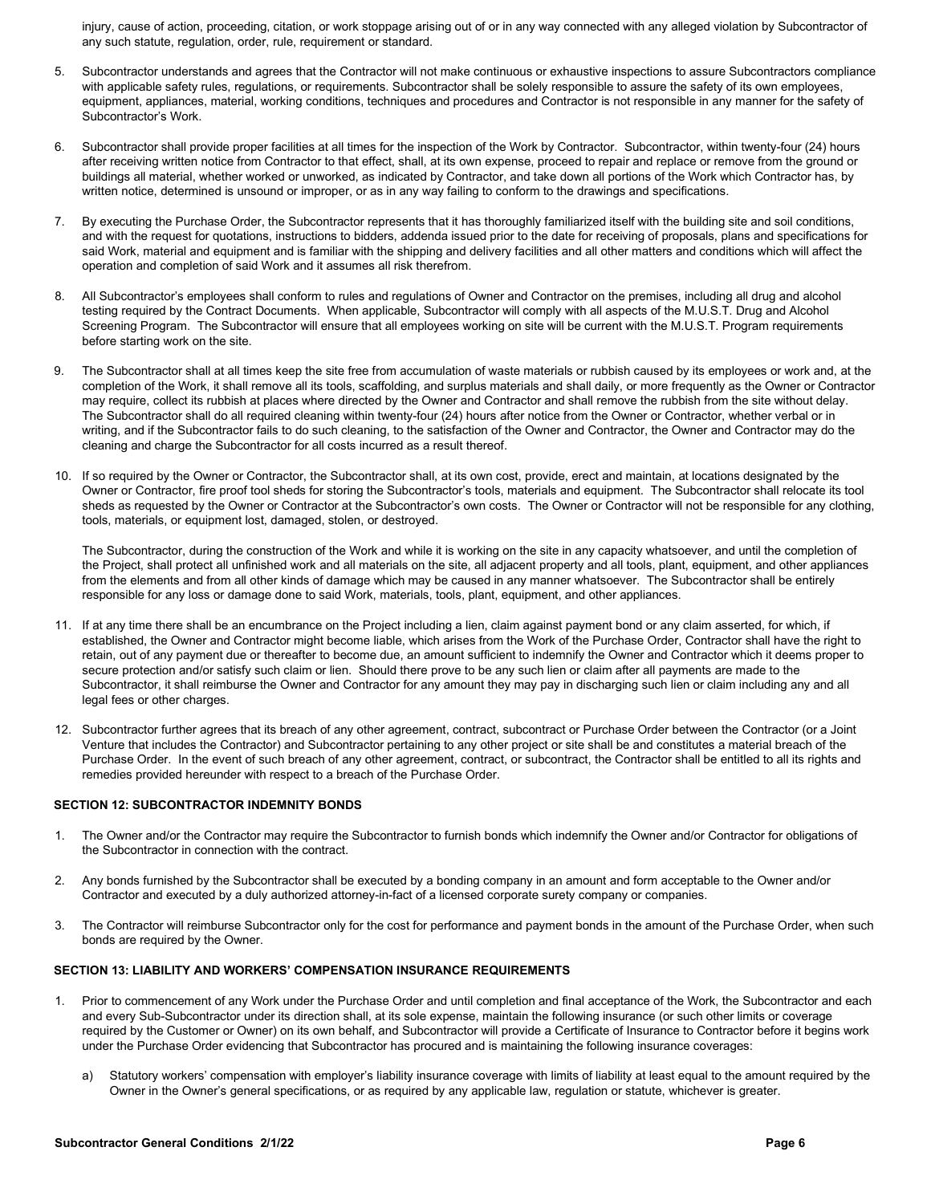injury, cause of action, proceeding, citation, or work stoppage arising out of or in any way connected with any alleged violation by Subcontractor of any such statute, regulation, order, rule, requirement or standard.

5. Subcontractor understands and agrees that the Contractor will not make continuous or exhaustive inspections to assure Subcontractors compliance with applicable safety rules, regulations, or requirements. Subcontractor shall be solely responsible to assure the safety of its own employees, equipment, appliances, material, working conditions, techniques and procedures and Contractor is not responsible in any manner for the safety of Subcontractor's Work.

6. Subcontractor shall provide proper facilities at all times for the inspection of the Work by Contractor. Subcontractor, within twenty-four (24) hours after receiving written notice from Contractor to that effect, shall, at its own expense, proceed to repair and replace or remove from the ground or buildings all material, whether worked or unworked, as indicated by Contractor, and take down all portions of the Work which Contractor has, by written notice, determined is unsound or improper, or as in any way failing to conform to the drawings and specifications.

7. By executing the Purchase Order, the Subcontractor represents that it has thoroughly familiarized itself with the building site and soil conditions, and with the request for quotations, instructions to bidders, addenda issued prior to the date for receiving of proposals, plans and specifications for said Work, material and equipment and is familiar with the shipping and delivery facilities and all other matters and conditions which will affect the operation and completion of said Work and it assumes all risk therefrom.

8. All Subcontractor's employees shall conform to rules and regulations of Owner and Contractor on the premises, including all drug and alcohol testing required by the Contract Documents. When applicable, Subcontractor will comply with all aspects of the M.U.S.T. Drug and Alcohol Screening Program. The Subcontractor will ensure that all employees working on site will be current with the M.U.S.T. Program requirements before starting work on the site.

9. The Subcontractor shall at all times keep the site free from accumulation of waste materials or rubbish caused by its employees or work and, at the completion of the Work, it shall remove all its tools, scaffolding, and surplus materials and shall daily, or more frequently as the Owner or Contractor may require, collect its rubbish at places where directed by the Owner and Contractor and shall remove the rubbish from the site without delay. The Subcontractor shall do all required cleaning within twenty-four (24) hours after notice from the Owner or Contractor, whether verbal or in writing, and if the Subcontractor fails to do such cleaning, to the satisfaction of the Owner and Contractor, the Owner and Contractor may do the cleaning and charge the Subcontractor for all costs incurred as a result thereof.

10. If so required by the Owner or Contractor, the Subcontractor shall, at its own cost, provide, erect and maintain, at locations designated by the Owner or Contractor, fire proof tool sheds for storing the Subcontractor's tools, materials and equipment. The Subcontractor shall relocate its tool sheds as requested by the Owner or Contractor at the Subcontractor's own costs. The Owner or Contractor will not be responsible for any clothing, tools, materials, or equipment lost, damaged, stolen, or destroyed.

    The Subcontractor, during the construction of the Work and while it is working on the site in any capacity whatsoever, and until the completion of the Project, shall protect all unfinished work and all materials on the site, all adjacent property and all tools, plant, equipment, and other appliances from the elements and from all other kinds of damage which may be caused in any manner whatsoever. The Subcontractor shall be entirely responsible for any loss or damage done to said Work, materials, tools, plant, equipment, and other appliances.

11. If at any time there shall be an encumbrance on the Project including a lien, claim against payment bond or any claim asserted, for which, if established, the Owner and Contractor might become liable, which arises from the Work of the Purchase Order, Contractor shall have the right to retain, out of any payment due or thereafter to become due, an amount sufficient to indemnify the Owner and Contractor which it deems proper to secure protection and/or satisfy such claim or lien. Should there prove to be any such lien or claim after all payments are made to the Subcontractor, it shall reimburse the Owner and Contractor for any amount they may pay in discharging such lien or claim including any and all legal fees or other charges.

12. Subcontractor further agrees that its breach of any other agreement, contract, subcontract or Purchase Order between the Contractor (or a Joint Venture that includes the Contractor) and Subcontractor pertaining to any other project or site shall be and constitutes a material breach of the Purchase Order. In the event of such breach of any other agreement, contract, or subcontract, the Contractor shall be entitled to all its rights and remedies provided hereunder with respect to a breach of the Purchase Order.

**SECTION 12: SUBCONTRACTOR INDEMNITY BONDS**

1. The Owner and/or the Contractor may require the Subcontractor to furnish bonds which indemnify the Owner and/or Contractor for obligations of the Subcontractor in connection with the contract.

2. Any bonds furnished by the Subcontractor shall be executed by a bonding company in an amount and form acceptable to the Owner and/or Contractor and executed by a duly authorized attorney-in-fact of a licensed corporate surety company or companies.

3. The Contractor will reimburse Subcontractor only for the cost for performance and payment bonds in the amount of the Purchase Order, when such bonds are required by the Owner.

**SECTION 13: LIABILITY AND WORKERS' COMPENSATION INSURANCE REQUIREMENTS**

1. Prior to commencement of any Work under the Purchase Order and until completion and final acceptance of the Work, the Subcontractor and each and every Sub-Subcontractor under its direction shall, at its sole expense, maintain the following insurance (or such other limits or coverage required by the Customer or Owner) on its own behalf, and Subcontractor will provide a Certificate of Insurance to Contractor before it begins work under the Purchase Order evidencing that Subcontractor has procured and is maintaining the following insurance coverages:

    a) Statutory workers' compensation with employer's liability insurance coverage with limits of liability at least equal to the amount required by the Owner in the Owner's general specifications, or as required by any applicable law, regulation or statute, whichever is greater.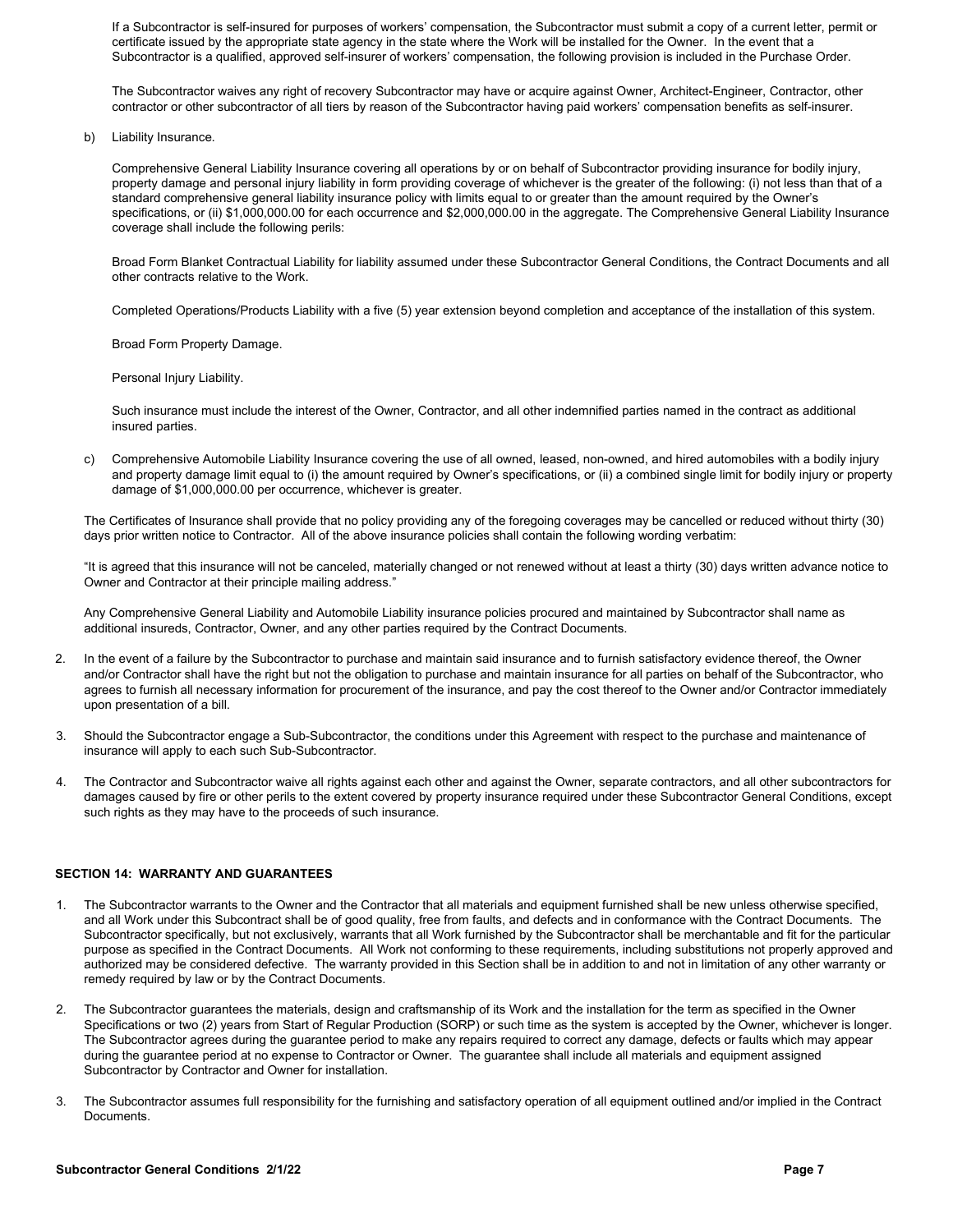If a Subcontractor is self-insured for purposes of workers' compensation, the Subcontractor must submit a copy of a current letter, permit or certificate issued by the appropriate state agency in the state where the Work will be installed for the Owner. In the event that a Subcontractor is a qualified, approved self-insurer of workers' compensation, the following provision is included in the Purchase Order.

The Subcontractor waives any right of recovery Subcontractor may have or acquire against Owner, Architect-Engineer, Contractor, other contractor or other subcontractor of all tiers by reason of the Subcontractor having paid workers' compensation benefits as self-insurer.

b) Liability Insurance.

Comprehensive General Liability Insurance covering all operations by or on behalf of Subcontractor providing insurance for bodily injury, property damage and personal injury liability in form providing coverage of whichever is the greater of the following: (i) not less than that of a standard comprehensive general liability insurance policy with limits equal to or greater than the amount required by the Owner's specifications, or (ii) $1,000,000.00 for each occurrence and $2,000,000.00 in the aggregate. The Comprehensive General Liability Insurance coverage shall include the following perils:

Broad Form Blanket Contractual Liability for liability assumed under these Subcontractor General Conditions, the Contract Documents and all other contracts relative to the Work.

Completed Operations/Products Liability with a five (5) year extension beyond completion and acceptance of the installation of this system.

Broad Form Property Damage.

Personal Injury Liability.

Such insurance must include the interest of the Owner, Contractor, and all other indemnified parties named in the contract as additional insured parties.

c) Comprehensive Automobile Liability Insurance covering the use of all owned, leased, non-owned, and hired automobiles with a bodily injury and property damage limit equal to (i) the amount required by Owner's specifications, or (ii) a combined single limit for bodily injury or property damage of $1,000,000.00 per occurrence, whichever is greater.

The Certificates of Insurance shall provide that no policy providing any of the foregoing coverages may be cancelled or reduced without thirty (30) days prior written notice to Contractor. All of the above insurance policies shall contain the following wording verbatim:

"It is agreed that this insurance will not be canceled, materially changed or not renewed without at least a thirty (30) days written advance notice to Owner and Contractor at their principle mailing address."

Any Comprehensive General Liability and Automobile Liability insurance policies procured and maintained by Subcontractor shall name as additional insureds, Contractor, Owner, and any other parties required by the Contract Documents.

2. In the event of a failure by the Subcontractor to purchase and maintain said insurance and to furnish satisfactory evidence thereof, the Owner and/or Contractor shall have the right but not the obligation to purchase and maintain insurance for all parties on behalf of the Subcontractor, who agrees to furnish all necessary information for procurement of the insurance, and pay the cost thereof to the Owner and/or Contractor immediately upon presentation of a bill.

3. Should the Subcontractor engage a Sub-Subcontractor, the conditions under this Agreement with respect to the purchase and maintenance of insurance will apply to each such Sub-Subcontractor.

4. The Contractor and Subcontractor waive all rights against each other and against the Owner, separate contractors, and all other subcontractors for damages caused by fire or other perils to the extent covered by property insurance required under these Subcontractor General Conditions, except such rights as they may have to the proceeds of such insurance.

## SECTION 14: WARRANTY AND GUARANTEES

1. The Subcontractor warrants to the Owner and the Contractor that all materials and equipment furnished shall be new unless otherwise specified, and all Work under this Subcontract shall be of good quality, free from faults, and defects and in conformance with the Contract Documents. The Subcontractor specifically, but not exclusively, warrants that all Work furnished by the Subcontractor shall be merchantable and fit for the particular purpose as specified in the Contract Documents. All Work not conforming to these requirements, including substitutions not properly approved and authorized may be considered defective. The warranty provided in this Section shall be in addition to and not in limitation of any other warranty or remedy required by law or by the Contract Documents.

2. The Subcontractor guarantees the materials, design and craftsmanship of its Work and the installation for the term as specified in the Owner Specifications or two (2) years from Start of Regular Production (SORP) or such time as the system is accepted by the Owner, whichever is longer. The Subcontractor agrees during the guarantee period to make any repairs required to correct any damage, defects or faults which may appear during the guarantee period at no expense to Contractor or Owner. The guarantee shall include all materials and equipment assigned Subcontractor by Contractor and Owner for installation.

3. The Subcontractor assumes full responsibility for the furnishing and satisfactory operation of all equipment outlined and/or implied in the Contract Documents.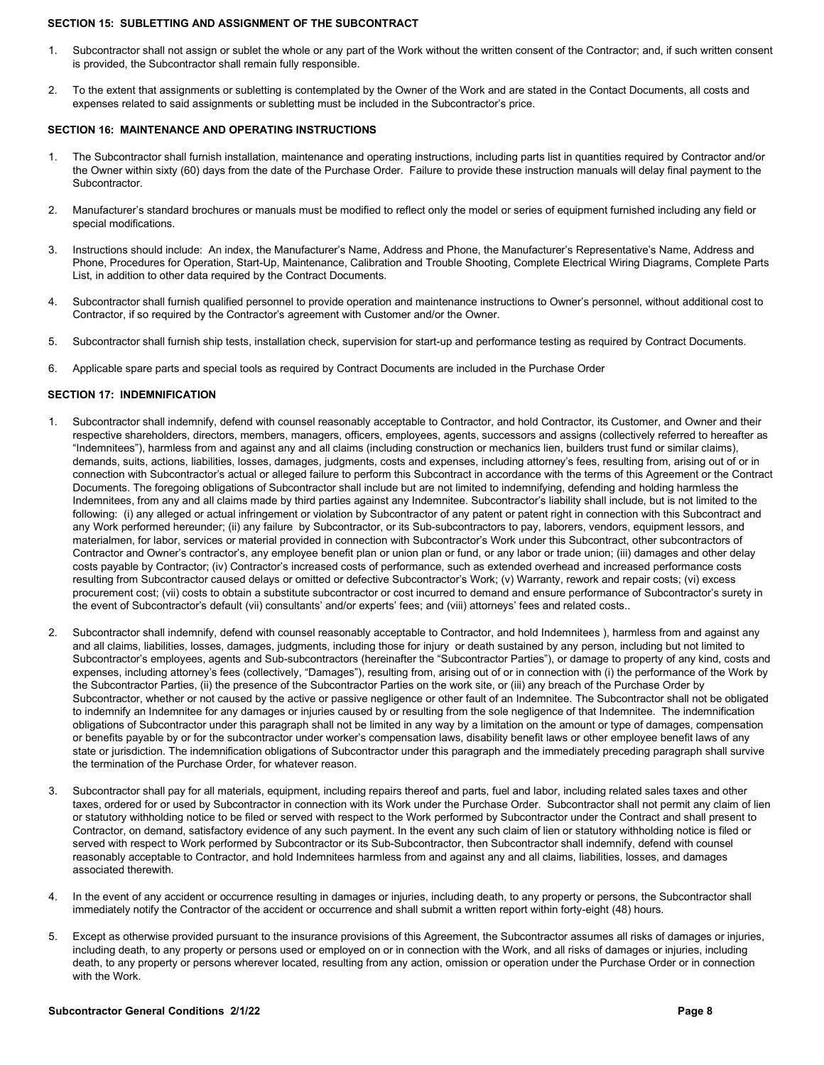**SECTION 15: SUBLETTING AND ASSIGNMENT OF THE SUBCONTRACT**

1. Subcontractor shall not assign or sublet the whole or any part of the Work without the written consent of the Contractor; and, if such written consent is provided, the Subcontractor shall remain fully responsible.

2. To the extent that assignments or subletting is contemplated by the Owner of the Work and are stated in the Contact Documents, all costs and expenses related to said assignments or subletting must be included in the Subcontractor's price.

**SECTION 16: MAINTENANCE AND OPERATING INSTRUCTIONS**

1. The Subcontractor shall furnish installation, maintenance and operating instructions, including parts list in quantities required by Contractor and/or the Owner within sixty (60) days from the date of the Purchase Order. Failure to provide these instruction manuals will delay final payment to the Subcontractor.

2. Manufacturer's standard brochures or manuals must be modified to reflect only the model or series of equipment furnished including any field or special modifications.

3. Instructions should include: An index, the Manufacturer's Name, Address and Phone, the Manufacturer's Representative's Name, Address and Phone, Procedures for Operation, Start-Up, Maintenance, Calibration and Trouble Shooting, Complete Electrical Wiring Diagrams, Complete Parts List, in addition to other data required by the Contract Documents.

4. Subcontractor shall furnish qualified personnel to provide operation and maintenance instructions to Owner's personnel, without additional cost to Contractor, if so required by the Contractor's agreement with Customer and/or the Owner.

5. Subcontractor shall furnish ship tests, installation check, supervision for start-up and performance testing as required by Contract Documents.

6. Applicable spare parts and special tools as required by Contract Documents are included in the Purchase Order

**SECTION 17: INDEMNIFICATION**

1. Subcontractor shall indemnify, defend with counsel reasonably acceptable to Contractor, and hold Contractor, its Customer, and Owner and their respective shareholders, directors, members, managers, officers, employees, agents, successors and assigns (collectively referred to hereafter as "Indemnitees"), harmless from and against any and all claims (including construction or mechanics lien, builders trust fund or similar claims), demands, suits, actions, liabilities, losses, damages, judgments, costs and expenses, including attorney's fees, resulting from, arising out of or in connection with Subcontractor's actual or alleged failure to perform this Subcontract in accordance with the terms of this Agreement or the Contract Documents. The foregoing obligations of Subcontractor shall include but are not limited to indemnifying, defending and holding harmless the Indemnitees, from any and all claims made by third parties against any Indemnitee. Subcontractor's liability shall include, but is not limited to the following: (i) any alleged or actual infringement or violation by Subcontractor of any patent or patent right in connection with this Subcontract and any Work performed hereunder; (ii) any failure by Subcontractor, or its Sub-subcontractors to pay, laborers, vendors, equipment lessors, and materialmen, for labor, services or material provided in connection with Subcontractor's Work under this Subcontract, other subcontractors of Contractor and Owner's contractor's, any employee benefit plan or union plan or fund, or any labor or trade union; (iii) damages and other delay costs payable by Contractor; (iv) Contractor's increased costs of performance, such as extended overhead and increased performance costs resulting from Subcontractor caused delays or omitted or defective Subcontractor's Work; (v) Warranty, rework and repair costs; (vi) excess procurement cost; (vii) costs to obtain a substitute subcontractor or cost incurred to demand and ensure performance of Subcontractor's surety in the event of Subcontractor's default (vii) consultants' and/or experts' fees; and (viii) attorneys' fees and related costs..

2. Subcontractor shall indemnify, defend with counsel reasonably acceptable to Contractor, and hold Indemnitees ), harmless from and against any and all claims, liabilities, losses, damages, judgments, including those for injury or death sustained by any person, including but not limited to Subcontractor's employees, agents and Sub-subcontractors (hereinafter the "Subcontractor Parties"), or damage to property of any kind, costs and expenses, including attorney's fees (collectively, "Damages"), resulting from, arising out of or in connection with (i) the performance of the Work by the Subcontractor Parties, (ii) the presence of the Subcontractor Parties on the work site, or (iii) any breach of the Purchase Order by Subcontractor, whether or not caused by the active or passive negligence or other fault of an Indemnitee. The Subcontractor shall not be obligated to indemnify an Indemnitee for any damages or injuries caused by or resulting from the sole negligence of that Indemnitee. The indemnification obligations of Subcontractor under this paragraph shall not be limited in any way by a limitation on the amount or type of damages, compensation or benefits payable by or for the subcontractor under worker's compensation laws, disability benefit laws or other employee benefit laws of any state or jurisdiction. The indemnification obligations of Subcontractor under this paragraph and the immediately preceding paragraph shall survive the termination of the Purchase Order, for whatever reason.

3. Subcontractor shall pay for all materials, equipment, including repairs thereof and parts, fuel and labor, including related sales taxes and other taxes, ordered for or used by Subcontractor in connection with its Work under the Purchase Order. Subcontractor shall not permit any claim of lien or statutory withholding notice to be filed or served with respect to the Work performed by Subcontractor under the Contract and shall present to Contractor, on demand, satisfactory evidence of any such payment. In the event any such claim of lien or statutory withholding notice is filed or served with respect to Work performed by Subcontractor or its Sub-Subcontractor, then Subcontractor shall indemnify, defend with counsel reasonably acceptable to Contractor, and hold Indemnitees harmless from and against any and all claims, liabilities, losses, and damages associated therewith.

4. In the event of any accident or occurrence resulting in damages or injuries, including death, to any property or persons, the Subcontractor shall immediately notify the Contractor of the accident or occurrence and shall submit a written report within forty-eight (48) hours.

5. Except as otherwise provided pursuant to the insurance provisions of this Agreement, the Subcontractor assumes all risks of damages or injuries, including death, to any property or persons used or employed on or in connection with the Work, and all risks of damages or injuries, including death, to any property or persons wherever located, resulting from any action, omission or operation under the Purchase Order or in connection with the Work.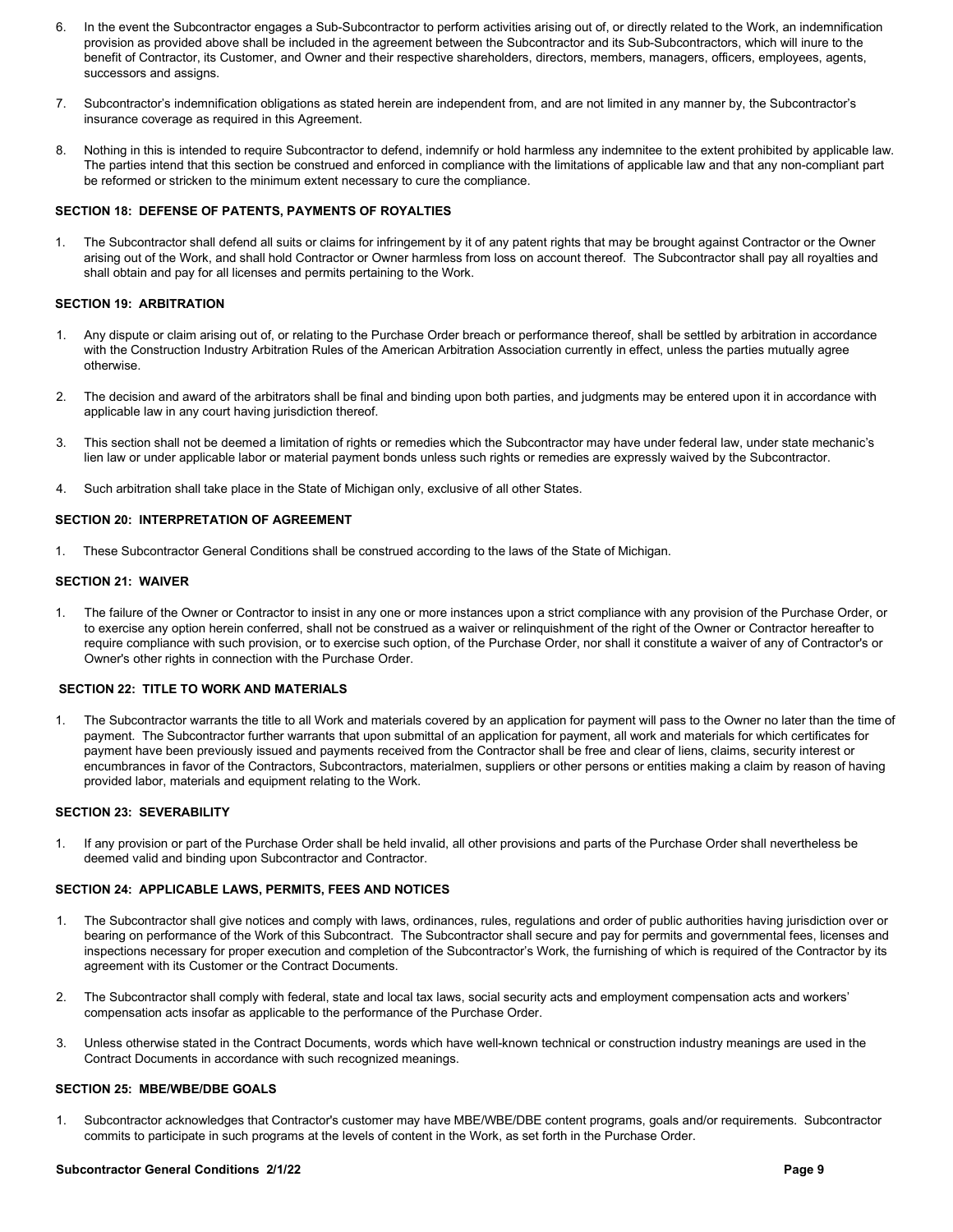6. In the event the Subcontractor engages a Sub-Subcontractor to perform activities arising out of, or directly related to the Work, an indemnification provision as provided above shall be included in the agreement between the Subcontractor and its Sub-Subcontractors, which will inure to the benefit of Contractor, its Customer, and Owner and their respective shareholders, directors, members, managers, officers, employees, agents, successors and assigns.

7. Subcontractor's indemnification obligations as stated herein are independent from, and are not limited in any manner by, the Subcontractor's insurance coverage as required in this Agreement.

8. Nothing in this is intended to require Subcontractor to defend, indemnify or hold harmless any indemnitee to the extent prohibited by applicable law. The parties intend that this section be construed and enforced in compliance with the limitations of applicable law and that any non-compliant part be reformed or stricken to the minimum extent necessary to cure the compliance.

**SECTION 18: DEFENSE OF PATENTS, PAYMENTS OF ROYALTIES**

1. The Subcontractor shall defend all suits or claims for infringement by it of any patent rights that may be brought against Contractor or the Owner arising out of the Work, and shall hold Contractor or Owner harmless from loss on account thereof. The Subcontractor shall pay all royalties and shall obtain and pay for all licenses and permits pertaining to the Work.

**SECTION 19: ARBITRATION**

1. Any dispute or claim arising out of, or relating to the Purchase Order breach or performance thereof, shall be settled by arbitration in accordance with the Construction Industry Arbitration Rules of the American Arbitration Association currently in effect, unless the parties mutually agree otherwise.

2. The decision and award of the arbitrators shall be final and binding upon both parties, and judgments may be entered upon it in accordance with applicable law in any court having jurisdiction thereof.

3. This section shall not be deemed a limitation of rights or remedies which the Subcontractor may have under federal law, under state mechanic's lien law or under applicable labor or material payment bonds unless such rights or remedies are expressly waived by the Subcontractor.

4. Such arbitration shall take place in the State of Michigan only, exclusive of all other States.

**SECTION 20: INTERPRETATION OF AGREEMENT**

1. These Subcontractor General Conditions shall be construed according to the laws of the State of Michigan.

**SECTION 21: WAIVER**

1. The failure of the Owner or Contractor to insist in any one or more instances upon a strict compliance with any provision of the Purchase Order, or to exercise any option herein conferred, shall not be construed as a waiver or relinquishment of the right of the Owner or Contractor hereafter to require compliance with such provision, or to exercise such option, of the Purchase Order, nor shall it constitute a waiver of any of Contractor's or Owner's other rights in connection with the Purchase Order.

**SECTION 22: TITLE TO WORK AND MATERIALS**

1. The Subcontractor warrants the title to all Work and materials covered by an application for payment will pass to the Owner no later than the time of payment. The Subcontractor further warrants that upon submittal of an application for payment, all work and materials for which certificates for payment have been previously issued and payments received from the Contractor shall be free and clear of liens, claims, security interest or encumbrances in favor of the Contractors, Subcontractors, materialmen, suppliers or other persons or entities making a claim by reason of having provided labor, materials and equipment relating to the Work.

**SECTION 23: SEVERABILITY**

1. If any provision or part of the Purchase Order shall be held invalid, all other provisions and parts of the Purchase Order shall nevertheless be deemed valid and binding upon Subcontractor and Contractor.

**SECTION 24: APPLICABLE LAWS, PERMITS, FEES AND NOTICES**

1. The Subcontractor shall give notices and comply with laws, ordinances, rules, regulations and order of public authorities having jurisdiction over or bearing on performance of the Work of this Subcontract. The Subcontractor shall secure and pay for permits and governmental fees, licenses and inspections necessary for proper execution and completion of the Subcontractor's Work, the furnishing of which is required of the Contractor by its agreement with its Customer or the Contract Documents.

2. The Subcontractor shall comply with federal, state and local tax laws, social security acts and employment compensation acts and workers' compensation acts insofar as applicable to the performance of the Purchase Order.

3. Unless otherwise stated in the Contract Documents, words which have well-known technical or construction industry meanings are used in the Contract Documents in accordance with such recognized meanings.

**SECTION 25: MBE/WBE/DBE GOALS**

1. Subcontractor acknowledges that Contractor's customer may have MBE/WBE/DBE content programs, goals and/or requirements. Subcontractor commits to participate in such programs at the levels of content in the Work, as set forth in the Purchase Order.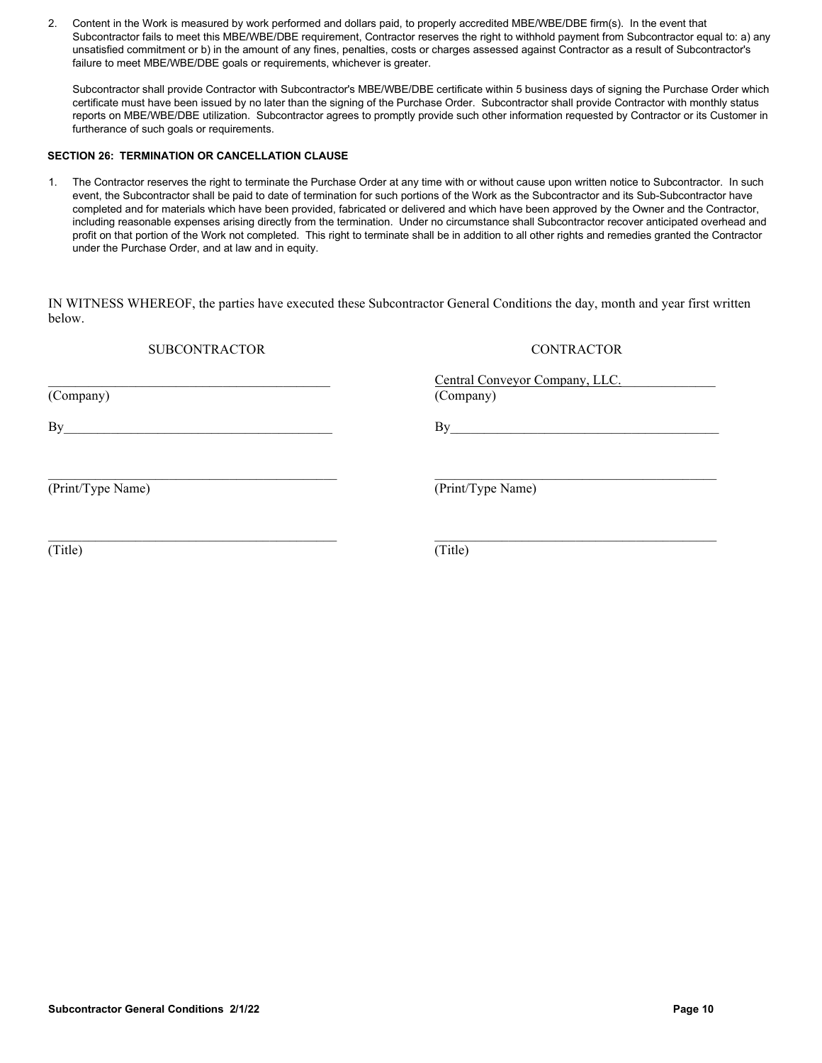2. Content in the Work is measured by work performed and dollars paid, to properly accredited MBE/WBE/DBE firm(s). In the event that Subcontractor fails to meet this MBE/WBE/DBE requirement, Contractor reserves the right to withhold payment from Subcontractor equal to: a) any unsatisfied commitment or b) in the amount of any fines, penalties, costs or charges assessed against Contractor as a result of Subcontractor's failure to meet MBE/WBE/DBE goals or requirements, whichever is greater.

   Subcontractor shall provide Contractor with Subcontractor's MBE/WBE/DBE certificate within 5 business days of signing the Purchase Order which certificate must have been issued by no later than the signing of the Purchase Order. Subcontractor shall provide Contractor with monthly status reports on MBE/WBE/DBE utilization. Subcontractor agrees to promptly provide such other information requested by Contractor or its Customer in furtherance of such goals or requirements.

**SECTION 26: TERMINATION OR CANCELLATION CLAUSE**

1. The Contractor reserves the right to terminate the Purchase Order at any time with or without cause upon written notice to Subcontractor. In such event, the Subcontractor shall be paid to date of termination for such portions of the Work as the Subcontractor and its Sub-Subcontractor have completed and for materials which have been provided, fabricated or delivered and which have been approved by the Owner and the Contractor, including reasonable expenses arising directly from the termination. Under no circumstance shall Subcontractor recover anticipated overhead and profit on that portion of the Work not completed. This right to terminate shall be in addition to all other rights and remedies granted the Contractor under the Purchase Order, and at law and in equity.

IN WITNESS WHEREOF, the parties have executed these Subcontractor General Conditions the day, month and year first written below.

| SUBCONTRACTOR | CONTRACTOR |
| --- | --- |
| ____________________ (Company) | Central Conveyor Company, LLC. (Company) |
| By____________________ | By____________________ |
| ____________________ (Print/Type Name) | ____________________ (Print/Type Name) |
| ____________________ (Title) | ____________________ (Title) |